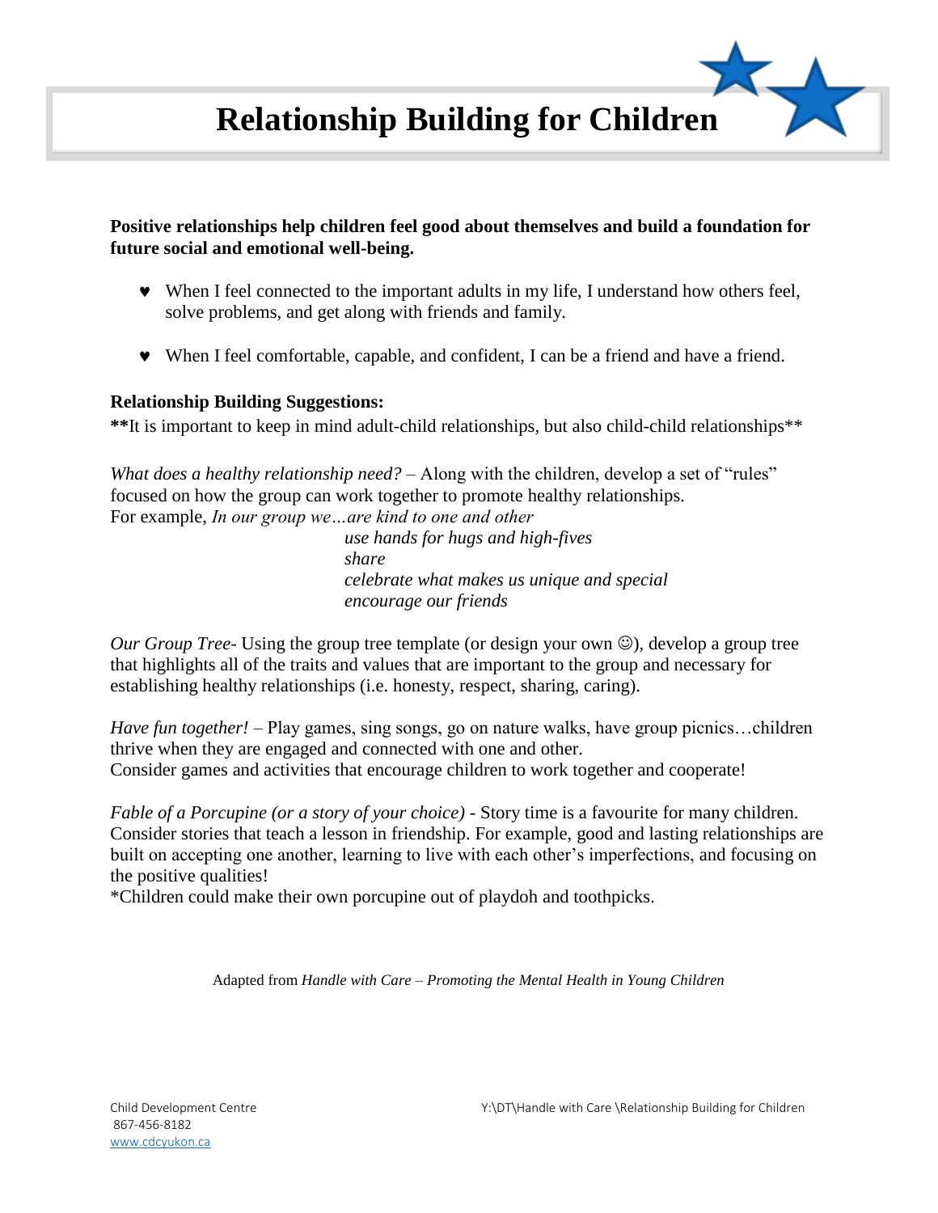# Relationship Building for Children

**Positive relationships help children feel good about themselves and build a foundation for future social and emotional well-being.**

- ♥ When I feel connected to the important adults in my life, I understand how others feel, solve problems, and get along with friends and family.
- ♥ When I feel comfortable, capable, and confident, I can be a friend and have a friend.

**Relationship Building Suggestions:**

**It is important to keep in mind adult-child relationships, but also child-child relationships**

*What does a healthy relationship need?* – Along with the children, develop a set of "rules" focused on how the group can work together to promote healthy relationships.
For example, *In our group we…are kind to one and other*
*use hands for hugs and high-fives*
*share*
*celebrate what makes us unique and special*
*encourage our friends*

*Our Group Tree*- Using the group tree template (or design your own ☺), develop a group tree that highlights all of the traits and values that are important to the group and necessary for establishing healthy relationships (i.e. honesty, respect, sharing, caring).

*Have fun together!* – Play games, sing songs, go on nature walks, have group picnics…children thrive when they are engaged and connected with one and other.
Consider games and activities that encourage children to work together and cooperate!

*Fable of a Porcupine (or a story of your choice)* - Story time is a favourite for many children. Consider stories that teach a lesson in friendship. For example, good and lasting relationships are built on accepting one another, learning to live with each other's imperfections, and focusing on the positive qualities!
*Children could make their own porcupine out of playdoh and toothpicks.

Adapted from *Handle with Care – Promoting the Mental Health in Young Children*

Child Development Centre
867-456-8182
www.cdcyukon.ca

Y:\DT\Handle with Care \Relationship Building for Children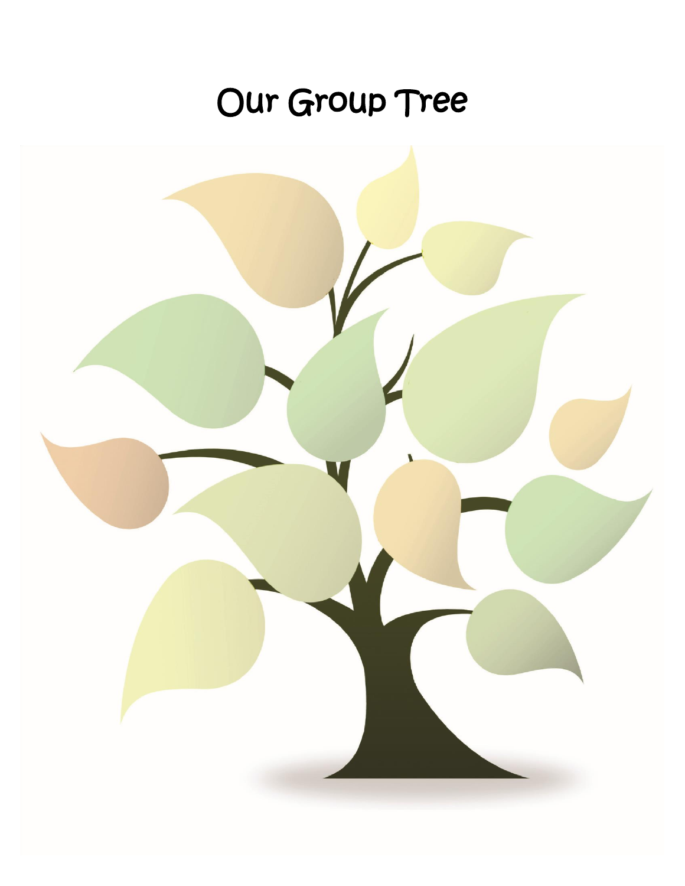# Our Group Tree